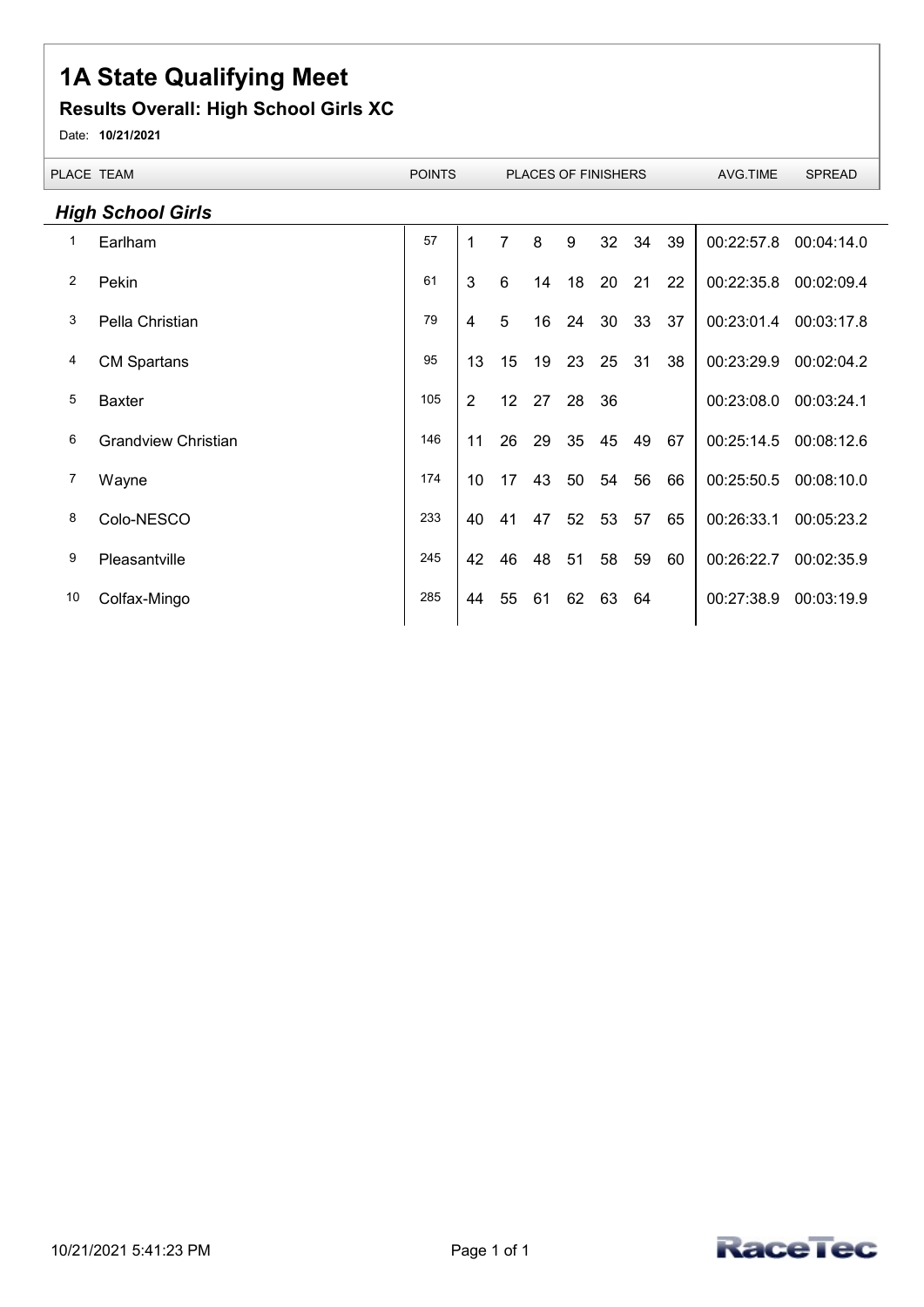# 1A State Qualifying Meet

## Results Overall: High School Girls XC

Date: **10/21/2021**

### *High School Girls*

| PLACE | TEAM | POINTS | PLACES OF FINISHERS | | | | | | | AVG.TIME | SPREAD |
|---|---|---|---|---|---|---|---|---|---|---|---|
| 1 | Earlham | 57 | 1 | 7 | 8 | 9 | 32 | 34 | 39 | 00:22:57.8 | 00:04:14.0 |
| 2 | Pekin | 61 | 3 | 6 | 14 | 18 | 20 | 21 | 22 | 00:22:35.8 | 00:02:09.4 |
| 3 | Pella Christian | 79 | 4 | 5 | 16 | 24 | 30 | 33 | 37 | 00:23:01.4 | 00:03:17.8 |
| 4 | CM Spartans | 95 | 13 | 15 | 19 | 23 | 25 | 31 | 38 | 00:23:29.9 | 00:02:04.2 |
| 5 | Baxter | 105 | 2 | 12 | 27 | 28 | 36 | | | 00:23:08.0 | 00:03:24.1 |
| 6 | Grandview Christian | 146 | 11 | 26 | 29 | 35 | 45 | 49 | 67 | 00:25:14.5 | 00:08:12.6 |
| 7 | Wayne | 174 | 10 | 17 | 43 | 50 | 54 | 56 | 66 | 00:25:50.5 | 00:08:10.0 |
| 8 | Colo-NESCO | 233 | 40 | 41 | 47 | 52 | 53 | 57 | 65 | 00:26:33.1 | 00:05:23.2 |
| 9 | Pleasantville | 245 | 42 | 46 | 48 | 51 | 58 | 59 | 60 | 00:26:22.7 | 00:02:35.9 |
| 10 | Colfax-Mingo | 285 | 44 | 55 | 61 | 62 | 63 | 64 | | 00:27:38.9 | 00:03:19.9 |

10/21/2021 5:41:23 PM

RaceTec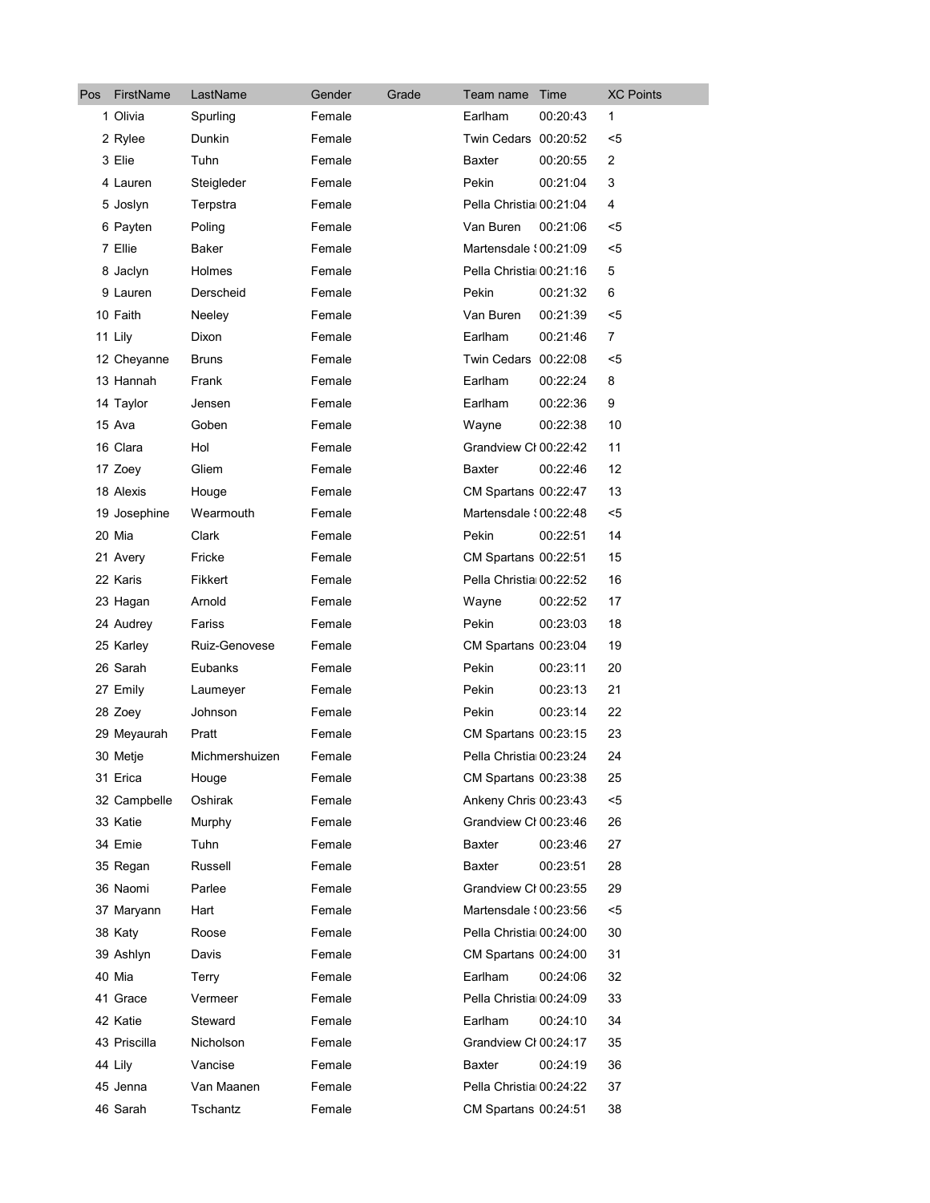| Pos | FirstName | LastName | Gender | Grade | Team name | Time | XC Points |
|---|---|---|---|---|---|---|---|
| 1 | Olivia | Spurling | Female | | Earlham | 00:20:43 | 1 |
| 2 | Rylee | Dunkin | Female | | Twin Cedars | 00:20:52 | <5 |
| 3 | Elie | Tuhn | Female | | Baxter | 00:20:55 | 2 |
| 4 | Lauren | Steigleder | Female | | Pekin | 00:21:04 | 3 |
| 5 | Joslyn | Terpstra | Female | | Pella Christia | 00:21:04 | 4 |
| 6 | Payten | Poling | Female | | Van Buren | 00:21:06 | <5 |
| 7 | Ellie | Baker | Female | | Martensdale S | 00:21:09 | <5 |
| 8 | Jaclyn | Holmes | Female | | Pella Christia | 00:21:16 | 5 |
| 9 | Lauren | Derscheid | Female | | Pekin | 00:21:32 | 6 |
| 10 | Faith | Neeley | Female | | Van Buren | 00:21:39 | <5 |
| 11 | Lily | Dixon | Female | | Earlham | 00:21:46 | 7 |
| 12 | Cheyanne | Bruns | Female | | Twin Cedars | 00:22:08 | <5 |
| 13 | Hannah | Frank | Female | | Earlham | 00:22:24 | 8 |
| 14 | Taylor | Jensen | Female | | Earlham | 00:22:36 | 9 |
| 15 | Ava | Goben | Female | | Wayne | 00:22:38 | 10 |
| 16 | Clara | Hol | Female | | Grandview Ch | 00:22:42 | 11 |
| 17 | Zoey | Gliem | Female | | Baxter | 00:22:46 | 12 |
| 18 | Alexis | Houge | Female | | CM Spartans | 00:22:47 | 13 |
| 19 | Josephine | Wearmouth | Female | | Martensdale S | 00:22:48 | <5 |
| 20 | Mia | Clark | Female | | Pekin | 00:22:51 | 14 |
| 21 | Avery | Fricke | Female | | CM Spartans | 00:22:51 | 15 |
| 22 | Karis | Fikkert | Female | | Pella Christia | 00:22:52 | 16 |
| 23 | Hagan | Arnold | Female | | Wayne | 00:22:52 | 17 |
| 24 | Audrey | Fariss | Female | | Pekin | 00:23:03 | 18 |
| 25 | Karley | Ruiz-Genovese | Female | | CM Spartans | 00:23:04 | 19 |
| 26 | Sarah | Eubanks | Female | | Pekin | 00:23:11 | 20 |
| 27 | Emily | Laumeyer | Female | | Pekin | 00:23:13 | 21 |
| 28 | Zoey | Johnson | Female | | Pekin | 00:23:14 | 22 |
| 29 | Meyaurah | Pratt | Female | | CM Spartans | 00:23:15 | 23 |
| 30 | Metje | Michmershuizen | Female | | Pella Christia | 00:23:24 | 24 |
| 31 | Erica | Houge | Female | | CM Spartans | 00:23:38 | 25 |
| 32 | Campbelle | Oshirak | Female | | Ankeny Chris | 00:23:43 | <5 |
| 33 | Katie | Murphy | Female | | Grandview Ch | 00:23:46 | 26 |
| 34 | Emie | Tuhn | Female | | Baxter | 00:23:46 | 27 |
| 35 | Regan | Russell | Female | | Baxter | 00:23:51 | 28 |
| 36 | Naomi | Parlee | Female | | Grandview Ch | 00:23:55 | 29 |
| 37 | Maryann | Hart | Female | | Martensdale S | 00:23:56 | <5 |
| 38 | Katy | Roose | Female | | Pella Christia | 00:24:00 | 30 |
| 39 | Ashlyn | Davis | Female | | CM Spartans | 00:24:00 | 31 |
| 40 | Mia | Terry | Female | | Earlham | 00:24:06 | 32 |
| 41 | Grace | Vermeer | Female | | Pella Christia | 00:24:09 | 33 |
| 42 | Katie | Steward | Female | | Earlham | 00:24:10 | 34 |
| 43 | Priscilla | Nicholson | Female | | Grandview Ch | 00:24:17 | 35 |
| 44 | Lily | Vancise | Female | | Baxter | 00:24:19 | 36 |
| 45 | Jenna | Van Maanen | Female | | Pella Christia | 00:24:22 | 37 |
| 46 | Sarah | Tschantz | Female | | CM Spartans | 00:24:51 | 38 |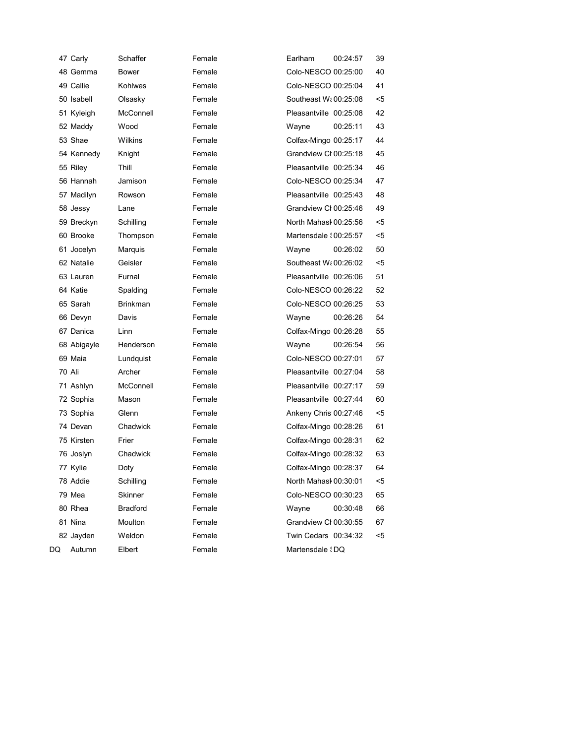| | | | | | | |
|---|---|---|---|---|---|---|
| 47 | Carly | Schaffer | Female | Earlham | 00:24:57 | 39 |
| 48 | Gemma | Bower | Female | Colo-NESCO | 00:25:00 | 40 |
| 49 | Callie | Kohlwes | Female | Colo-NESCO | 00:25:04 | 41 |
| 50 | Isabell | Olsasky | Female | Southeast Wa | 00:25:08 | <5 |
| 51 | Kyleigh | McConnell | Female | Pleasantville | 00:25:08 | 42 |
| 52 | Maddy | Wood | Female | Wayne | 00:25:11 | 43 |
| 53 | Shae | Wilkins | Female | Colfax-Mingo | 00:25:17 | 44 |
| 54 | Kennedy | Knight | Female | Grandview Ch | 00:25:18 | 45 |
| 55 | Riley | Thill | Female | Pleasantville | 00:25:34 | 46 |
| 56 | Hannah | Jamison | Female | Colo-NESCO | 00:25:34 | 47 |
| 57 | Madilyn | Rowson | Female | Pleasantville | 00:25:43 | 48 |
| 58 | Jessy | Lane | Female | Grandview Ch | 00:25:46 | 49 |
| 59 | Breckyn | Schilling | Female | North Mahask | 00:25:56 | <5 |
| 60 | Brooke | Thompson | Female | Martensdale S | 00:25:57 | <5 |
| 61 | Jocelyn | Marquis | Female | Wayne | 00:26:02 | 50 |
| 62 | Natalie | Geisler | Female | Southeast Wa | 00:26:02 | <5 |
| 63 | Lauren | Furnal | Female | Pleasantville | 00:26:06 | 51 |
| 64 | Katie | Spalding | Female | Colo-NESCO | 00:26:22 | 52 |
| 65 | Sarah | Brinkman | Female | Colo-NESCO | 00:26:25 | 53 |
| 66 | Devyn | Davis | Female | Wayne | 00:26:26 | 54 |
| 67 | Danica | Linn | Female | Colfax-Mingo | 00:26:28 | 55 |
| 68 | Abigayle | Henderson | Female | Wayne | 00:26:54 | 56 |
| 69 | Maia | Lundquist | Female | Colo-NESCO | 00:27:01 | 57 |
| 70 | Ali | Archer | Female | Pleasantville | 00:27:04 | 58 |
| 71 | Ashlyn | McConnell | Female | Pleasantville | 00:27:17 | 59 |
| 72 | Sophia | Mason | Female | Pleasantville | 00:27:44 | 60 |
| 73 | Sophia | Glenn | Female | Ankeny Chris | 00:27:46 | <5 |
| 74 | Devan | Chadwick | Female | Colfax-Mingo | 00:28:26 | 61 |
| 75 | Kirsten | Frier | Female | Colfax-Mingo | 00:28:31 | 62 |
| 76 | Joslyn | Chadwick | Female | Colfax-Mingo | 00:28:32 | 63 |
| 77 | Kylie | Doty | Female | Colfax-Mingo | 00:28:37 | 64 |
| 78 | Addie | Schilling | Female | North Mahask | 00:30:01 | <5 |
| 79 | Mea | Skinner | Female | Colo-NESCO | 00:30:23 | 65 |
| 80 | Rhea | Bradford | Female | Wayne | 00:30:48 | 66 |
| 81 | Nina | Moulton | Female | Grandview Ch | 00:30:55 | 67 |
| 82 | Jayden | Weldon | Female | Twin Cedars | 00:34:32 | <5 |
| DQ | Autumn | Elbert | Female | Martensdale S | DQ | |